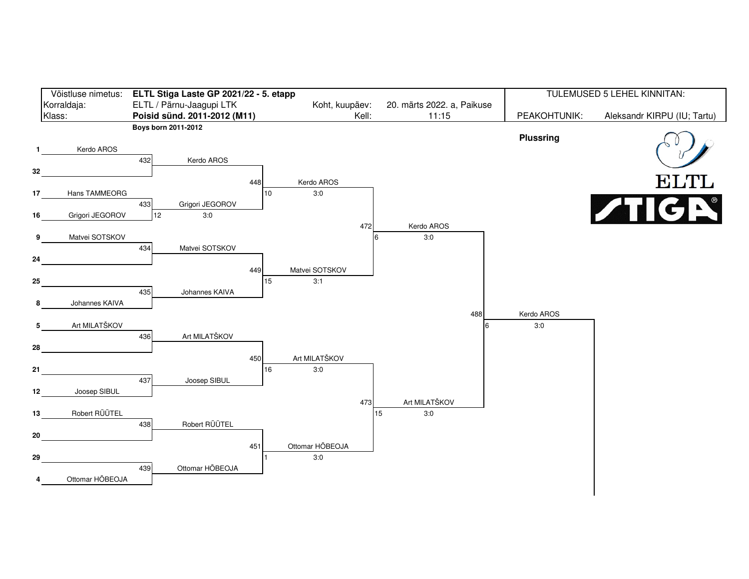| Võistluse nimetus: | **ELTL Stiga Laste GP 2021/22 - 5. etapp** | | | TULEMUSED 5 LEHEL KINNITAN: | |
|---|---|---|---|---|---|
| Korraldaja: | ELTL / Pärnu-Jaagupi LTK | Koht, kuupäev: | 20. märts 2022. a, Paikuse | | |
| Klass: | **Poisid sünd. 2011-2012 (M11)** | Kell: | 11:15 | PEAKOHTUNIK: | Aleksandr KIRPU (IU; Tartu) |

**Boys born 2011-2012**

**Plussring**

ELTL STIGA

## Round 1

| Match | Seed | Player | Seed | Player | Winner | Table | Score |
|---|---|---|---|---|---|---|---|
| 432 | 1 | Kerdo AROS | 32 | | Kerdo AROS | | |
| 433 | 17 | Hans TAMMEORG | 16 | Grigori JEGOROV | Grigori JEGOROV | 12 | 3:0 |
| 434 | 9 | Matvei SOTSKOV | 24 | | Matvei SOTSKOV | | |
| 435 | 25 | | 8 | Johannes KAIVA | Johannes KAIVA | | |
| 436 | 5 | Art MILATŠKOV | 28 | | Art MILATŠKOV | | |
| 437 | 21 | | 12 | Joosep SIBUL | Joosep SIBUL | | |
| 438 | 13 | Robert RÜÜTEL | 20 | | Robert RÜÜTEL | | |
| 439 | 29 | | 4 | Ottomar HÕBEOJA | Ottomar HÕBEOJA | | |

## Quarterfinals

| Match | Winner | Table | Score |
|---|---|---|---|
| 448 | Kerdo AROS | 10 | 3:0 |
| 449 | Matvei SOTSKOV | 15 | 3:1 |
| 450 | Art MILATŠKOV | 16 | 3:0 |
| 451 | Ottomar HÕBEOJA | 1 | 3:0 |

## Semifinals

| Match | Winner | Table | Score |
|---|---|---|---|
| 472 | Kerdo AROS | 6 | 3:0 |
| 473 | Art MILATŠKOV | 15 | 3:0 |

## Final

| Match | Winner | Table | Score |
|---|---|---|---|
| 488 | Kerdo AROS | 6 | 3:0 |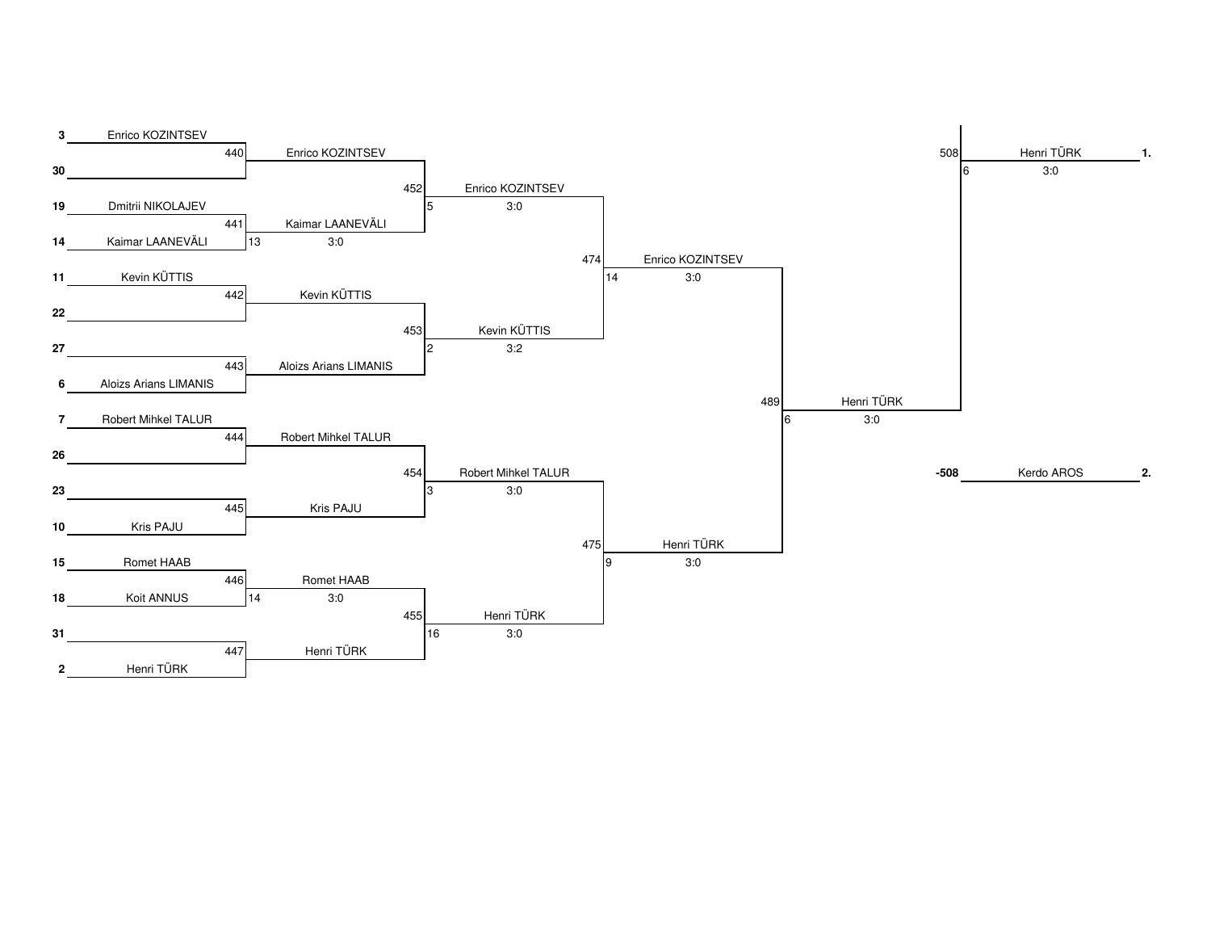## Draw

| Seed | Player |
| --- | --- |
| 3 | Enrico KOZINTSEV |
| 30 | |
| 19 | Dmitrii NIKOLAJEV |
| 14 | Kaimar LAANEVÄLI |
| 11 | Kevin KÜTTIS |
| 22 | |
| 27 | |
| 6 | Aloizs Arians LIMANIS |
| 7 | Robert Mihkel TALUR |
| 26 | |
| 23 | |
| 10 | Kris PAJU |
| 15 | Romet HAAB |
| 18 | Koit ANNUS |
| 31 | |
| 2 | Henri TÜRK |

## Round 1

| Match | Winner | Table | Score |
| --- | --- | --- | --- |
| 440 | Enrico KOZINTSEV | | |
| 441 | Kaimar LAANEVÄLI | 13 | 3:0 |
| 442 | Kevin KÜTTIS | | |
| 443 | Aloizs Arians LIMANIS | | |
| 444 | Robert Mihkel TALUR | | |
| 445 | Kris PAJU | | |
| 446 | Romet HAAB | 14 | 3:0 |
| 447 | Henri TÜRK | | |

## Round 2

| Match | Winner | Table | Score |
| --- | --- | --- | --- |
| 452 | Enrico KOZINTSEV | 5 | 3:0 |
| 453 | Kevin KÜTTIS | 2 | 3:2 |
| 454 | Robert Mihkel TALUR | 3 | 3:0 |
| 455 | Henri TÜRK | 16 | 3:0 |

## Round 3

| Match | Winner | Table | Score |
| --- | --- | --- | --- |
| 474 | Enrico KOZINTSEV | 14 | 3:0 |
| 475 | Henri TÜRK | 9 | 3:0 |

## Round 4

| Match | Winner | Table | Score |
| --- | --- | --- | --- |
| 489 | Henri TÜRK | 6 | 3:0 |

## Final

| Match | Winner | Table | Score | Place |
| --- | --- | --- | --- | --- |
| 508 | Henri TÜRK | 6 | 3:0 | 1. |
| -508 | Kerdo AROS | | | 2. |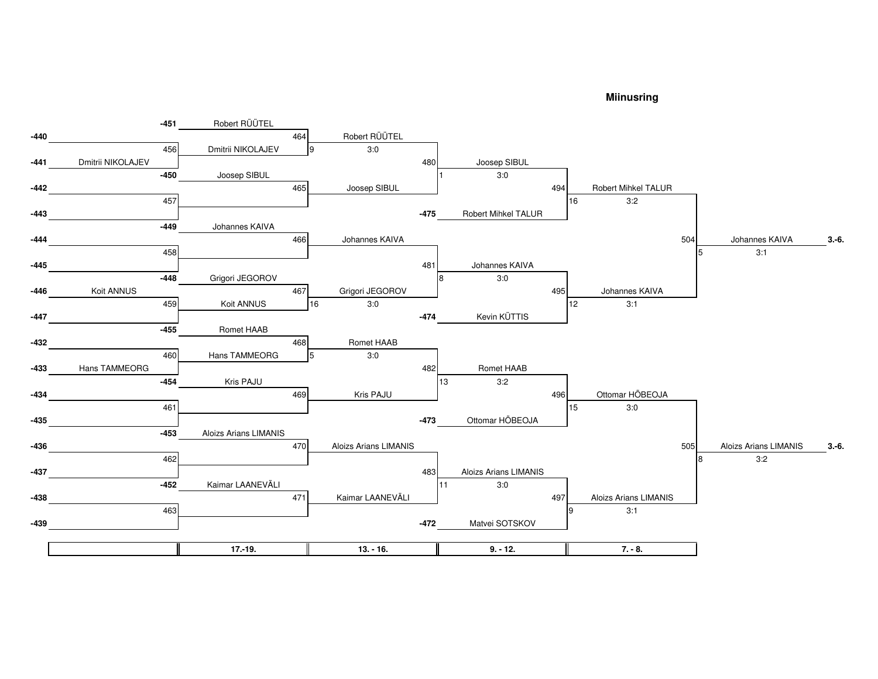# Miinusring

| Match | Player 1 | Player 2 | Winner | Score |
|---|---|---|---|---|
| 456 | -440 | -441 Dmitrii NIKOLAJEV | Dmitrii NIKOLAJEV | |
| 457 | -442 | -443 | | |
| 458 | -444 | -445 | | |
| 459 | -446 Koit ANNUS | -447 | Koit ANNUS | |
| 460 | -432 | -433 Hans TAMMEORG | Hans TAMMEORG | |
| 461 | -434 | -435 | | |
| 462 | -436 | -437 | | |
| 463 | -438 | -439 | | |
| 464 | -451 Robert RÜÜTEL | Dmitrii NIKOLAJEV | Robert RÜÜTEL | 9 |
| 465 | -450 Joosep SIBUL | | Joosep SIBUL | |
| 466 | -449 Johannes KAIVA | | Johannes KAIVA | |
| 467 | -448 Grigori JEGOROV | Koit ANNUS | Grigori JEGOROV | 16 |
| 468 | -455 Romet HAAB | Hans TAMMEORG | Romet HAAB | 5 |
| 469 | -454 Kris PAJU | | Kris PAJU | |
| 470 | -453 Aloizs Arians LIMANIS | | Aloizs Arians LIMANIS | |
| 471 | -452 Kaimar LAANEVÄLI | | Kaimar LAANEVÄLI | |
| 480 | Robert RÜÜTEL (3:0) | Joosep SIBUL | Joosep SIBUL | 1 |
| 481 | Johannes KAIVA | Grigori JEGOROV (3:0) | Johannes KAIVA | 8 |
| 482 | Romet HAAB (3:0) | Kris PAJU | Romet HAAB | 13 |
| 483 | Aloizs Arians LIMANIS | Kaimar LAANEVÄLI | Aloizs Arians LIMANIS | 11 |
| 494 | Joosep SIBUL (3:0) | -475 Robert Mihkel TALUR | Robert Mihkel TALUR | 16 |
| 495 | Johannes KAIVA (3:0) | -474 Kevin KÜTTIS | Johannes KAIVA | 12 |
| 496 | Romet HAAB (3:2) | -473 Ottomar HÕBEOJA | Ottomar HÕBEOJA | 15 |
| 497 | Aloizs Arians LIMANIS (3:0) | -472 Matvei SOTSKOV | Aloizs Arians LIMANIS | 9 |
| 504 | Robert Mihkel TALUR (3:2) | Johannes KAIVA (3:1) | Johannes KAIVA **3.-6.** | 5 (3:1) |
| 505 | Ottomar HÕBEOJA (3:0) | Aloizs Arians LIMANIS (3:1) | Aloizs Arians LIMANIS **3.-6.** | 8 (3:2) |

| | 17.-19. | 13. - 16. | 9. - 12. | 7. - 8. |
|---|---|---|---|---|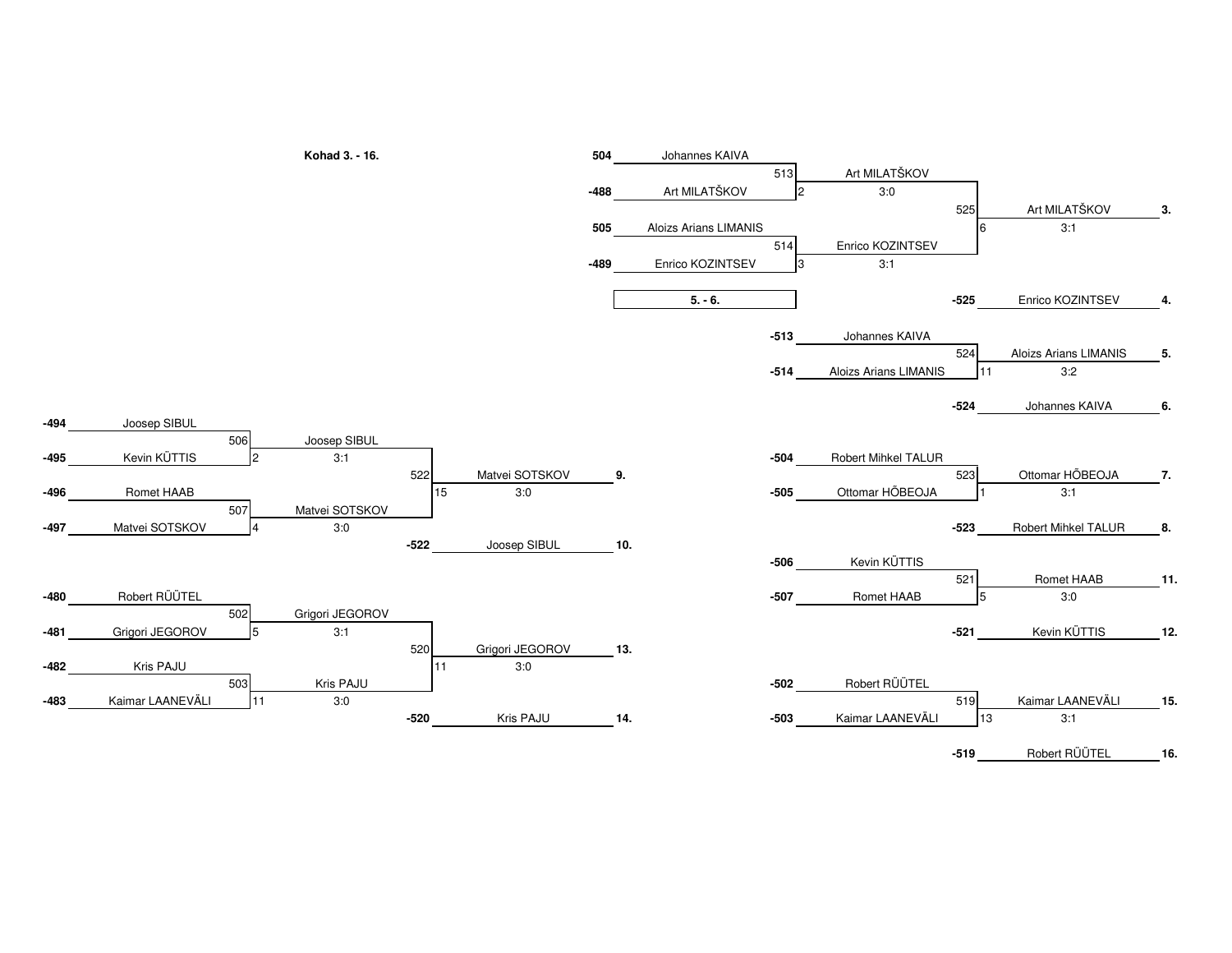## Kohad 3. - 16.

### 3. - 4.

| Match | Player 1 | Player 2 | Winner | Table | Score |
|---|---|---|---|---|---|
| 513 | 504 Johannes KAIVA | -488 Art MILATŠKOV | Art MILATŠKOV | 2 | 3:0 |
| 514 | 505 Aloizs Arians LIMANIS | -489 Enrico KOZINTSEV | Enrico KOZINTSEV | 3 | 3:1 |
| 525 | Art MILATŠKOV | Enrico KOZINTSEV | Art MILATŠKOV | 6 | 3:1 |

3. Art MILATŠKOV
4. -525 Enrico KOZINTSEV

### 5. - 6.

| Match | Player 1 | Player 2 | Winner | Table | Score |
|---|---|---|---|---|---|
| 524 | -513 Johannes KAIVA | -514 Aloizs Arians LIMANIS | Aloizs Arians LIMANIS | 11 | 3:2 |

5. Aloizs Arians LIMANIS
6. -524 Johannes KAIVA

### 7. - 8.

| Match | Player 1 | Player 2 | Winner | Table | Score |
|---|---|---|---|---|---|
| 523 | -504 Robert Mihkel TALUR | -505 Ottomar HÕBEOJA | Ottomar HÕBEOJA | 1 | 3:1 |

7. Ottomar HÕBEOJA
8. -523 Robert Mihkel TALUR

### 9. - 10.

| Match | Player 1 | Player 2 | Winner | Table | Score |
|---|---|---|---|---|---|
| 506 | -494 Joosep SIBUL | -495 Kevin KÜTTIS | Joosep SIBUL | 2 | 3:1 |
| 507 | -496 Romet HAAB | -497 Matvei SOTSKOV | Matvei SOTSKOV | 4 | 3:0 |
| 522 | Joosep SIBUL | Matvei SOTSKOV | Matvei SOTSKOV | 15 | 3:0 |

9. Matvei SOTSKOV
10. -522 Joosep SIBUL

### 11. - 12.

| Match | Player 1 | Player 2 | Winner | Table | Score |
|---|---|---|---|---|---|
| 521 | -506 Kevin KÜTTIS | -507 Romet HAAB | Romet HAAB | 5 | 3:0 |

11. Romet HAAB
12. -521 Kevin KÜTTIS

### 13. - 14.

| Match | Player 1 | Player 2 | Winner | Table | Score |
|---|---|---|---|---|---|
| 502 | -480 Robert RÜÜTEL | -481 Grigori JEGOROV | Grigori JEGOROV | 5 | 3:1 |
| 503 | -482 Kris PAJU | -483 Kaimar LAANEVÄLI | Kris PAJU | 11 | 3:0 |
| 520 | Grigori JEGOROV | Kris PAJU | Grigori JEGOROV | 11 | 3:0 |

13. Grigori JEGOROV
14. -520 Kris PAJU

### 15. - 16.

| Match | Player 1 | Player 2 | Winner | Table | Score |
|---|---|---|---|---|---|
| 519 | -502 Robert RÜÜTEL | -503 Kaimar LAANEVÄLI | Kaimar LAANEVÄLI | 13 | 3:1 |

15. Kaimar LAANEVÄLI
16. -519 Robert RÜÜTEL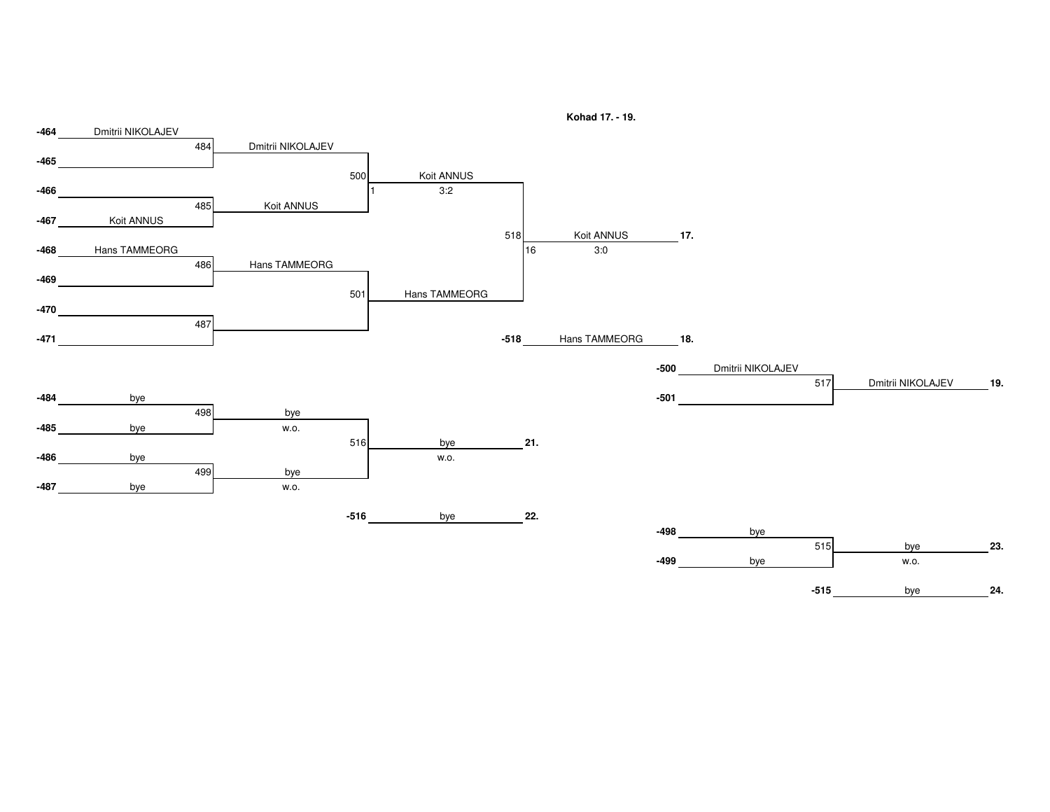**Kohad 17. - 19.**

-464 Dmitrii NIKOLAJEV
484 Dmitrii NIKOLAJEV
-465

500 Koit ANNUS
1 3:2

-466
485 Koit ANNUS
-467 Koit ANNUS

518 Koit ANNUS **17.**
16 3:0

-468 Hans TAMMEORG
486 Hans TAMMEORG
-469

501 Hans TAMMEORG

-470
487
-471

-518 Hans TAMMEORG **18.**

-500 Dmitrii NIKOLAJEV
517 Dmitrii NIKOLAJEV **19.**
-501

-484 bye
498 bye
-485 bye
w.o.

516 bye **21.**
w.o.

-486 bye
499 bye
-487 bye
w.o.

-516 bye **22.**

-498 bye
515 bye **23.**
-499 bye
w.o.

-515 bye **24.**